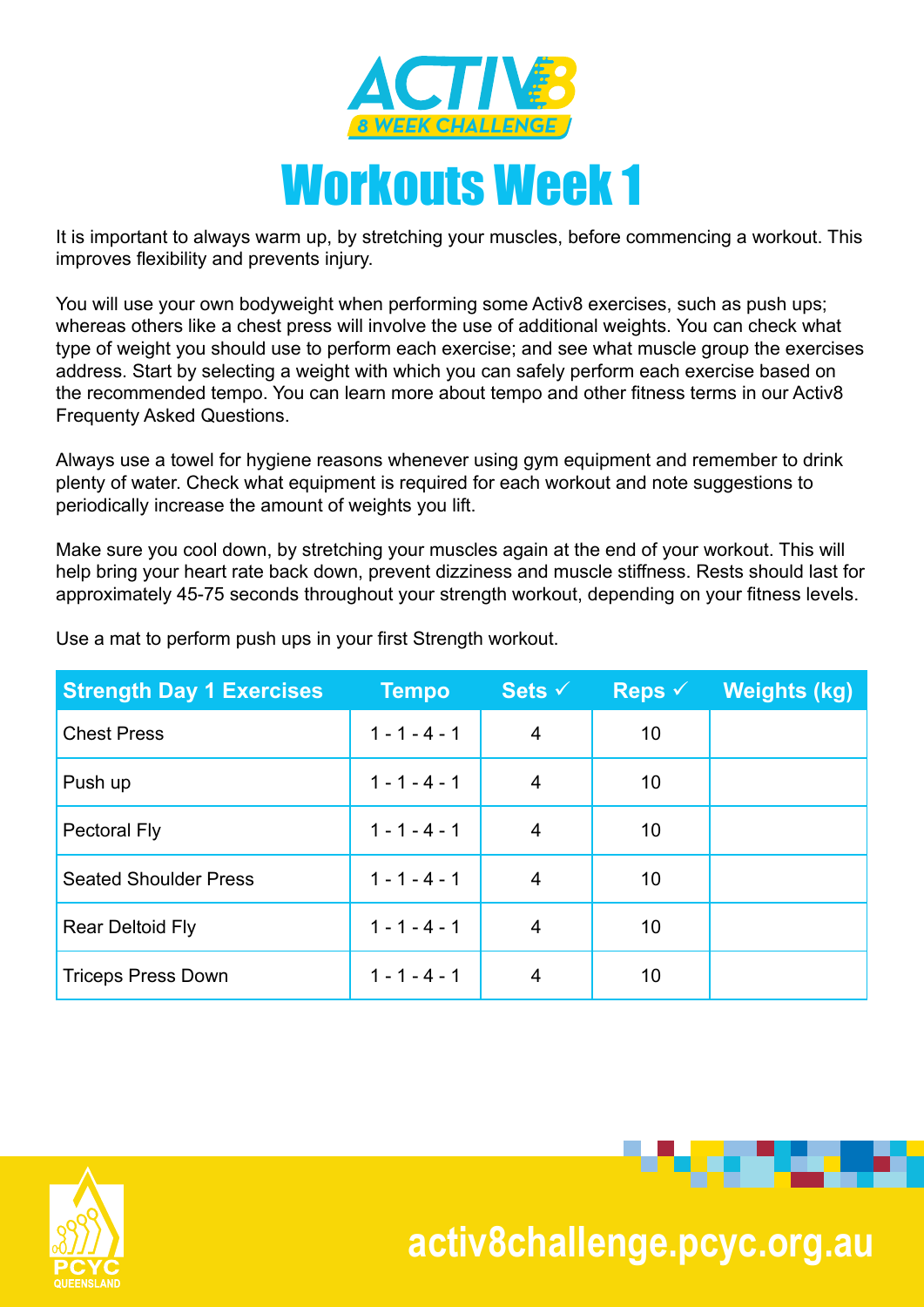# ACTIV8

## 8 WEEK CHALLENGE

# Workouts Week 1

It is important to always warm up, by stretching your muscles, before commencing a workout. This improves flexibility and prevents injury.

You will use your own bodyweight when performing some Activ8 exercises, such as push ups; whereas others like a chest press will involve the use of additional weights. You can check what type of weight you should use to perform each exercise; and see what muscle group the exercises address. Start by selecting a weight with which you can safely perform each exercise based on the recommended tempo. You can learn more about tempo and other fitness terms in our Activ8 Frequenty Asked Questions.

Always use a towel for hygiene reasons whenever using gym equipment and remember to drink plenty of water. Check what equipment is required for each workout and note suggestions to periodically increase the amount of weights you lift.

Make sure you cool down, by stretching your muscles again at the end of your workout. This will help bring your heart rate back down, prevent dizziness and muscle stiffness. Rests should last for approximately 45-75 seconds throughout your strength workout, depending on your fitness levels.

Use a mat to perform push ups in your first Strength workout.

| Strength Day 1 Exercises | Tempo | Sets ✓ | Reps ✓ | Weights (kg) |
|---|---|---|---|---|
| Chest Press | 1 - 1 - 4 - 1 | 4 | 10 | |
| Push up | 1 - 1 - 4 - 1 | 4 | 10 | |
| Pectoral Fly | 1 - 1 - 4 - 1 | 4 | 10 | |
| Seated Shoulder Press | 1 - 1 - 4 - 1 | 4 | 10 | |
| Rear Deltoid Fly | 1 - 1 - 4 - 1 | 4 | 10 | |
| Triceps Press Down | 1 - 1 - 4 - 1 | 4 | 10 | |

PCYC QUEENSLAND

activ8challenge.pcyc.org.au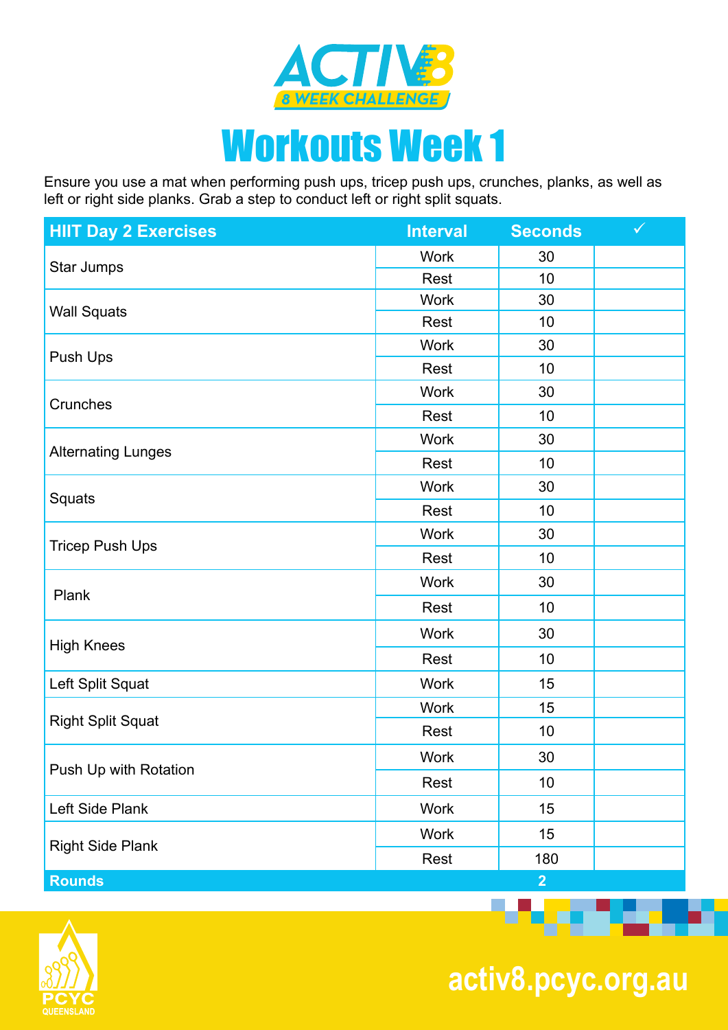# ACTIV8

8 WEEK CHALLENGE

# Workouts Week 1

Ensure you use a mat when performing push ups, tricep push ups, crunches, planks, as well as left or right side planks. Grab a step to conduct left or right split squats.

| HIIT Day 2 Exercises | Interval | Seconds | ✓ |
|---|---|---|---|
| Star Jumps | Work | 30 | |
| | Rest | 10 | |
| Wall Squats | Work | 30 | |
| | Rest | 10 | |
| Push Ups | Work | 30 | |
| | Rest | 10 | |
| Crunches | Work | 30 | |
| | Rest | 10 | |
| Alternating Lunges | Work | 30 | |
| | Rest | 10 | |
| Squats | Work | 30 | |
| | Rest | 10 | |
| Tricep Push Ups | Work | 30 | |
| | Rest | 10 | |
| Plank | Work | 30 | |
| | Rest | 10 | |
| High Knees | Work | 30 | |
| | Rest | 10 | |
| Left Split Squat | Work | 15 | |
| Right Split Squat | Work | 15 | |
| | Rest | 10 | |
| Push Up with Rotation | Work | 30 | |
| | Rest | 10 | |
| Left Side Plank | Work | 15 | |
| Right Side Plank | Work | 15 | |
| | Rest | 180 | |
| **Rounds** | | **2** | |

PCYC QUEENSLAND

activ8.pcyc.org.au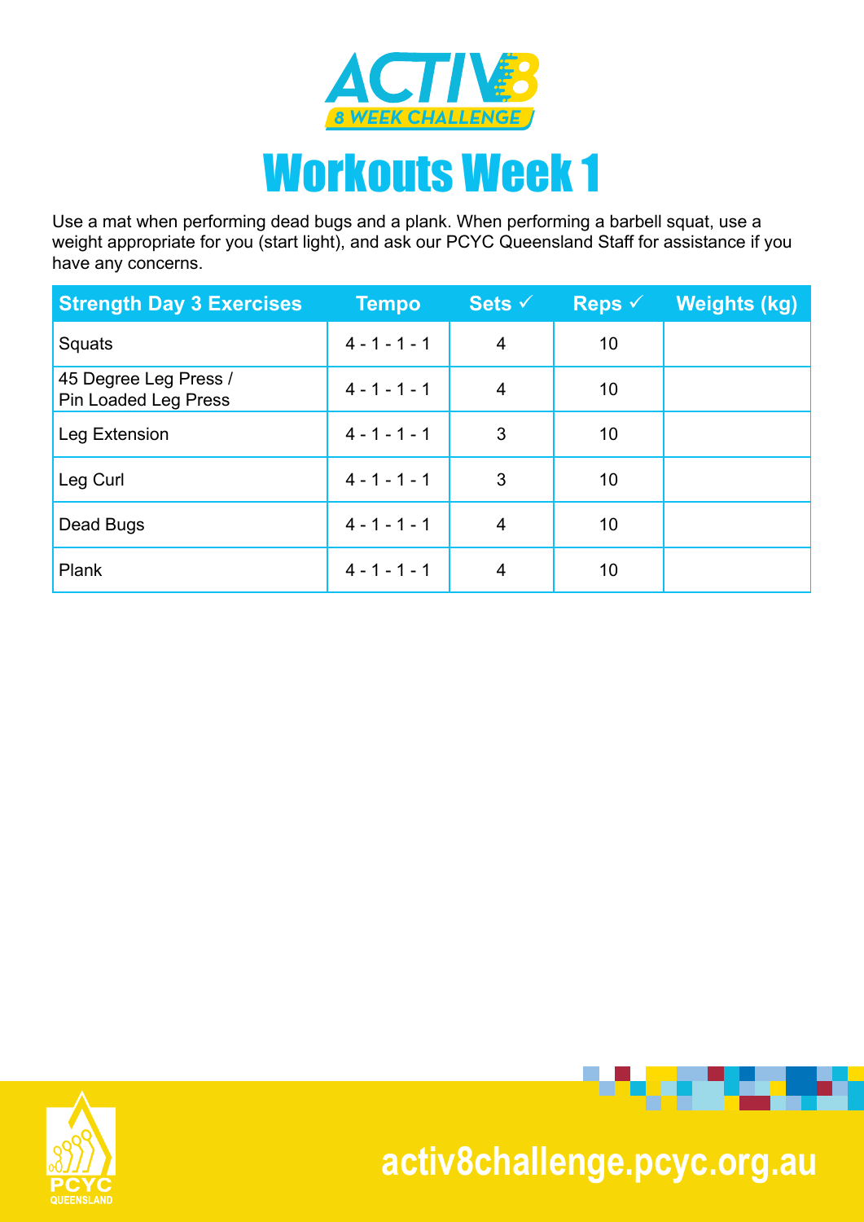ACTIV8

8 WEEK CHALLENGE

# Workouts Week 1

Use a mat when performing dead bugs and a plank. When performing a barbell squat, use a weight appropriate for you (start light), and ask our PCYC Queensland Staff for assistance if you have any concerns.

| Strength Day 3 Exercises | Tempo | Sets ✓ | Reps ✓ | Weights (kg) |
|---|---|---|---|---|
| Squats | 4 - 1 - 1 - 1 | 4 | 10 | |
| 45 Degree Leg Press / Pin Loaded Leg Press | 4 - 1 - 1 - 1 | 4 | 10 | |
| Leg Extension | 4 - 1 - 1 - 1 | 3 | 10 | |
| Leg Curl | 4 - 1 - 1 - 1 | 3 | 10 | |
| Dead Bugs | 4 - 1 - 1 - 1 | 4 | 10 | |
| Plank | 4 - 1 - 1 - 1 | 4 | 10 | |

PCYC QUEENSLAND

activ8challenge.pcyc.org.au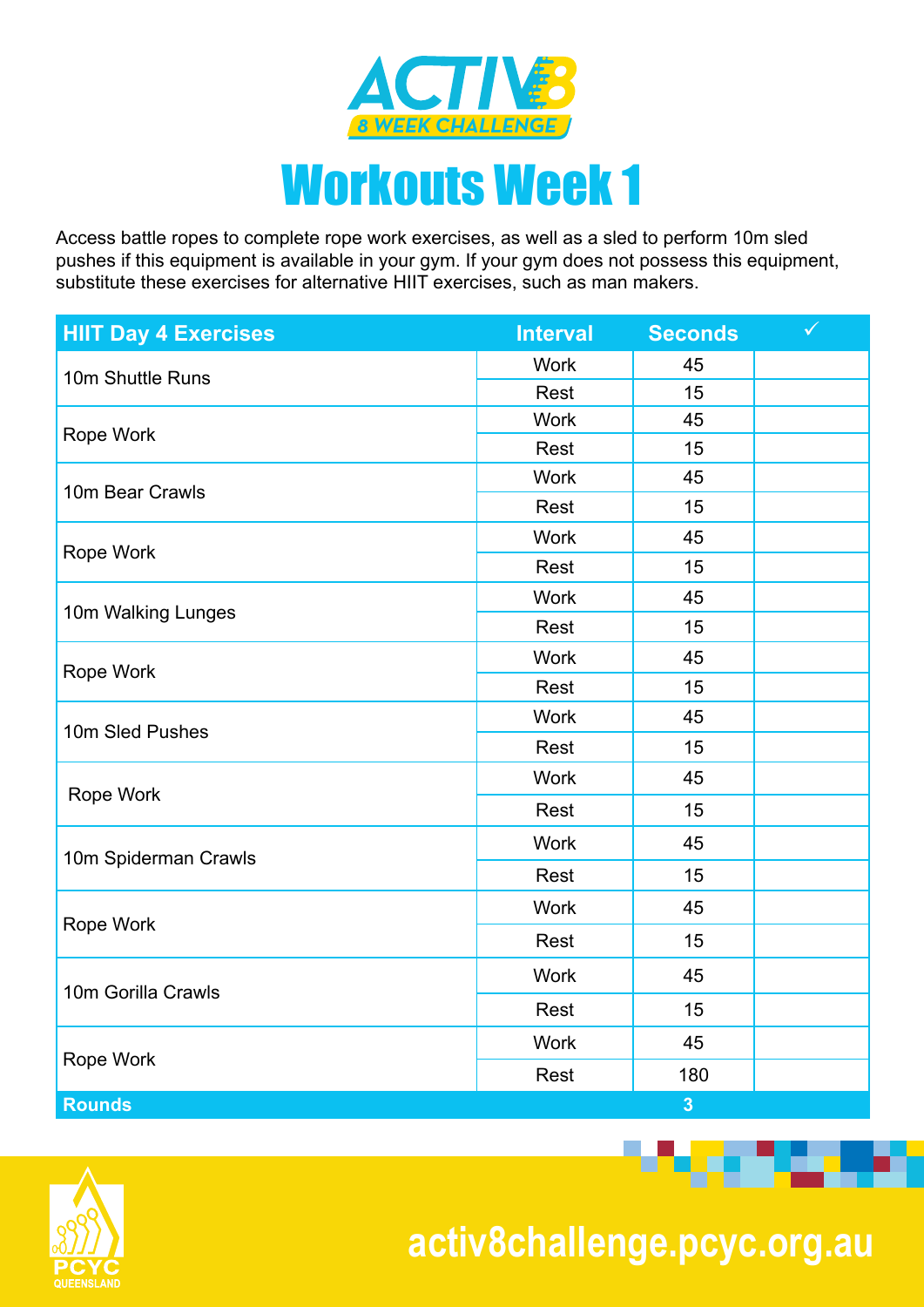ACTIV8

8 WEEK CHALLENGE

# Workouts Week 1

Access battle ropes to complete rope work exercises, as well as a sled to perform 10m sled pushes if this equipment is available in your gym. If your gym does not possess this equipment, substitute these exercises for alternative HIIT exercises, such as man makers.

| HIIT Day 4 Exercises | Interval | Seconds | ✓ |
|---|---|---|---|
| 10m Shuttle Runs | Work | 45 | |
| | Rest | 15 | |
| Rope Work | Work | 45 | |
| | Rest | 15 | |
| 10m Bear Crawls | Work | 45 | |
| | Rest | 15 | |
| Rope Work | Work | 45 | |
| | Rest | 15 | |
| 10m Walking Lunges | Work | 45 | |
| | Rest | 15 | |
| Rope Work | Work | 45 | |
| | Rest | 15 | |
| 10m Sled Pushes | Work | 45 | |
| | Rest | 15 | |
| Rope Work | Work | 45 | |
| | Rest | 15 | |
| 10m Spiderman Crawls | Work | 45 | |
| | Rest | 15 | |
| Rope Work | Work | 45 | |
| | Rest | 15 | |
| 10m Gorilla Crawls | Work | 45 | |
| | Rest | 15 | |
| Rope Work | Work | 45 | |
| | Rest | 180 | |
| **Rounds** | | **3** | |

PCYC QUEENSLAND

activ8challenge.pcyc.org.au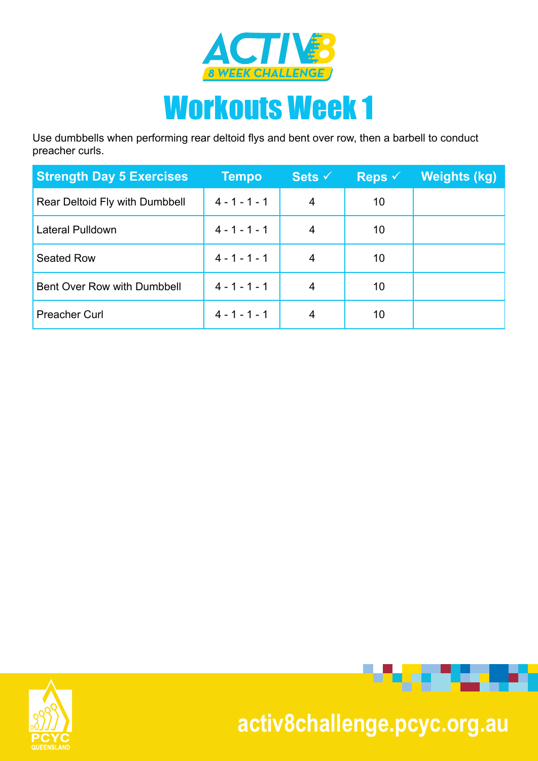# ACTIV8

8 WEEK CHALLENGE

# Workouts Week 1

Use dumbbells when performing rear deltoid flys and bent over row, then a barbell to conduct preacher curls.

| Strength Day 5 Exercises | Tempo | Sets ✓ | Reps ✓ | Weights (kg) |
|---|---|---|---|---|
| Rear Deltoid Fly with Dumbbell | 4 - 1 - 1 - 1 | 4 | 10 | |
| Lateral Pulldown | 4 - 1 - 1 - 1 | 4 | 10 | |
| Seated Row | 4 - 1 - 1 - 1 | 4 | 10 | |
| Bent Over Row with Dumbbell | 4 - 1 - 1 - 1 | 4 | 10 | |
| Preacher Curl | 4 - 1 - 1 - 1 | 4 | 10 | |

PCYC QUEENSLAND

activ8challenge.pcyc.org.au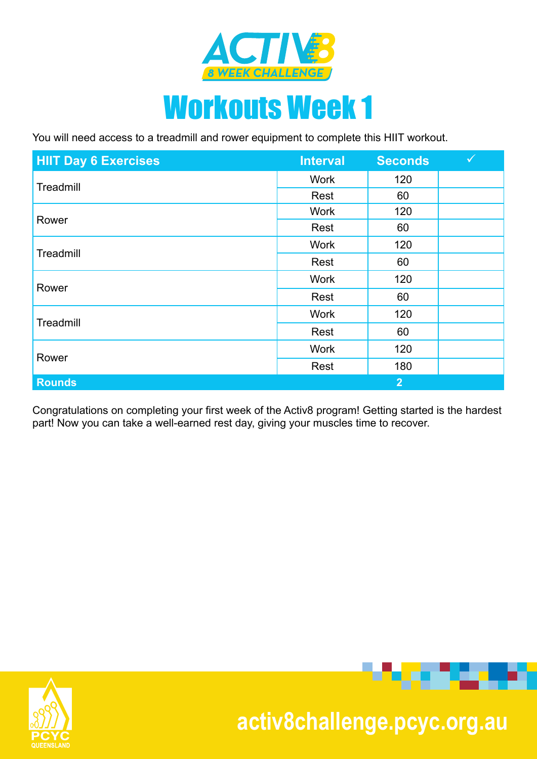# Workouts Week 1

You will need access to a treadmill and rower equipment to complete this HIIT workout.

| HIIT Day 6 Exercises | Interval | Seconds | ✓ |
|---|---|---|---|
| Treadmill | Work | 120 | |
| | Rest | 60 | |
| Rower | Work | 120 | |
| | Rest | 60 | |
| Treadmill | Work | 120 | |
| | Rest | 60 | |
| Rower | Work | 120 | |
| | Rest | 60 | |
| Treadmill | Work | 120 | |
| | Rest | 60 | |
| Rower | Work | 120 | |
| | Rest | 180 | |
| **Rounds** | | **2** | |

Congratulations on completing your first week of the Activ8 program! Getting started is the hardest part! Now you can take a well-earned rest day, giving your muscles time to recover.

activ8challenge.pcyc.org.au